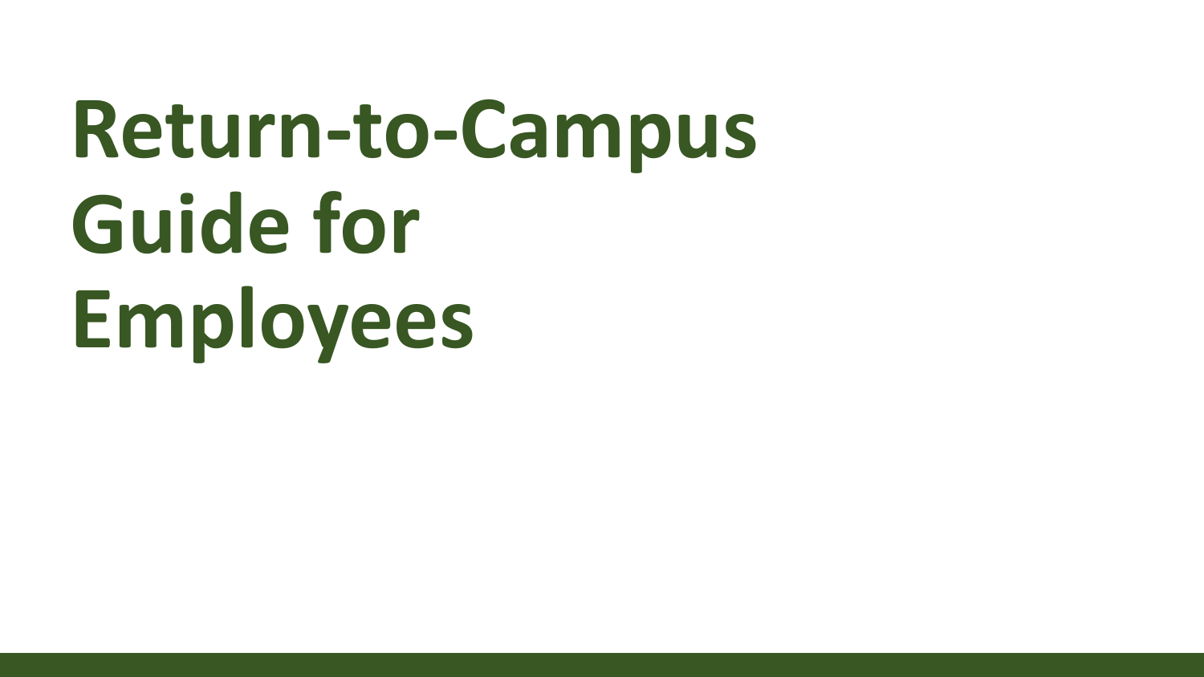# Return-to-Campus Guide for Employees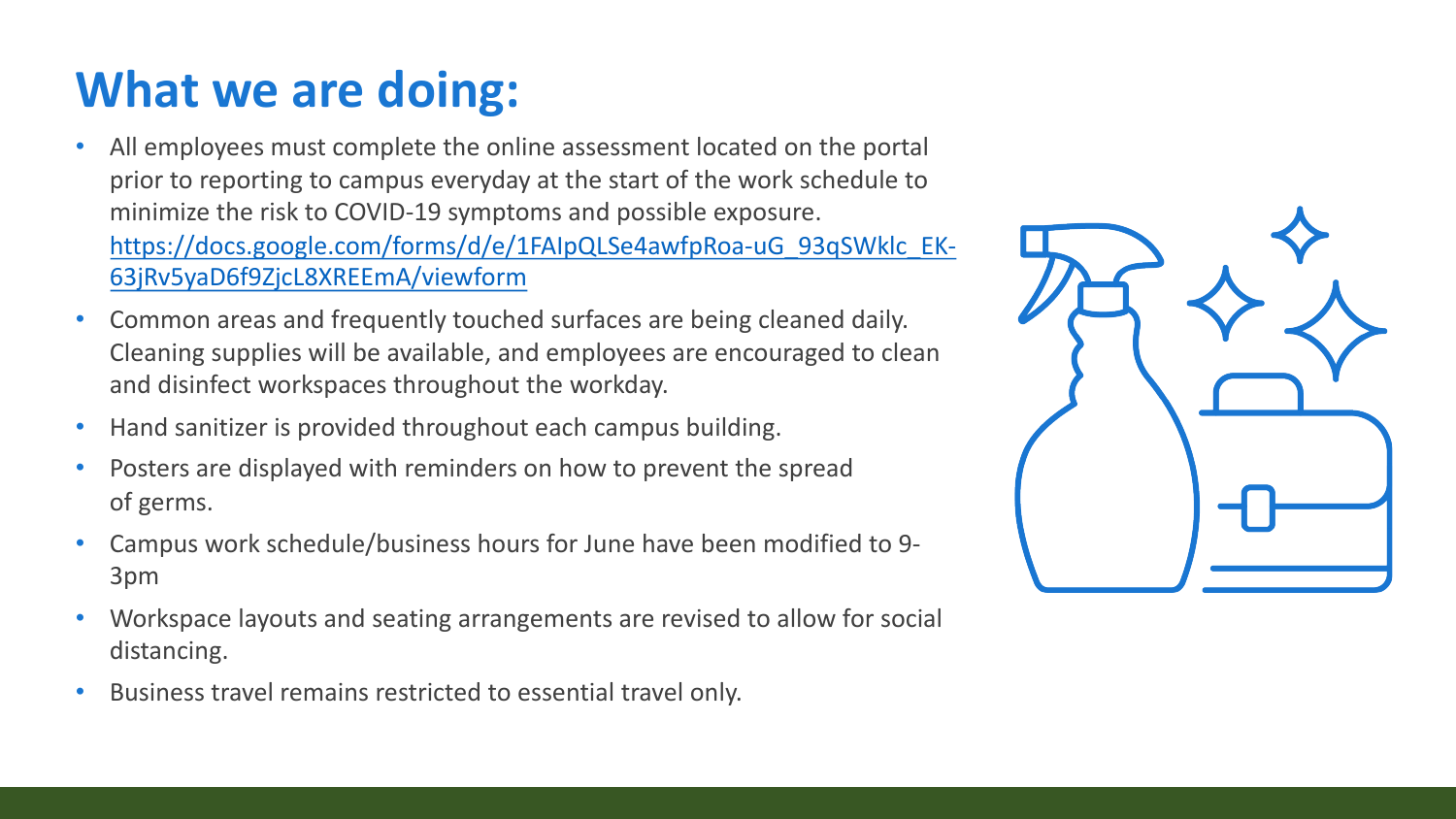# What we are doing:

- All employees must complete the online assessment located on the portal prior to reporting to campus everyday at the start of the work schedule to minimize the risk to COVID-19 symptoms and possible exposure. [https://docs.google.com/forms/d/e/1FAIpQLSe4awfpRoa-uG_93qSWklc_EK-63jRv5yaD6f9ZjcL8XREEmA/viewform](https://docs.google.com/forms/d/e/1FAIpQLSe4awfpRoa-uG_93qSWklc_EK-63jRv5yaD6f9ZjcL8XREEmA/viewform)
- Common areas and frequently touched surfaces are being cleaned daily. Cleaning supplies will be available, and employees are encouraged to clean and disinfect workspaces throughout the workday.
- Hand sanitizer is provided throughout each campus building.
- Posters are displayed with reminders on how to prevent the spread of germs.
- Campus work schedule/business hours for June have been modified to 9-3pm
- Workspace layouts and seating arrangements are revised to allow for social distancing.
- Business travel remains restricted to essential travel only.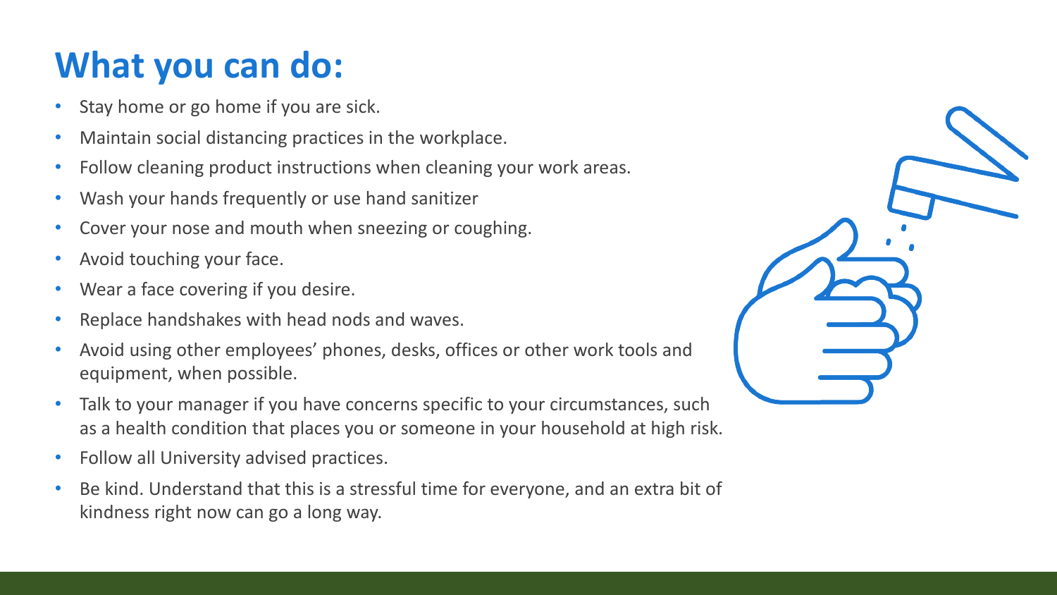# What you can do:

- Stay home or go home if you are sick.
- Maintain social distancing practices in the workplace.
- Follow cleaning product instructions when cleaning your work areas.
- Wash your hands frequently or use hand sanitizer
- Cover your nose and mouth when sneezing or coughing.
- Avoid touching your face.
- Wear a face covering if you desire.
- Replace handshakes with head nods and waves.
- Avoid using other employees' phones, desks, offices or other work tools and equipment, when possible.
- Talk to your manager if you have concerns specific to your circumstances, such as a health condition that places you or someone in your household at high risk.
- Follow all University advised practices.
- Be kind. Understand that this is a stressful time for everyone, and an extra bit of kindness right now can go a long way.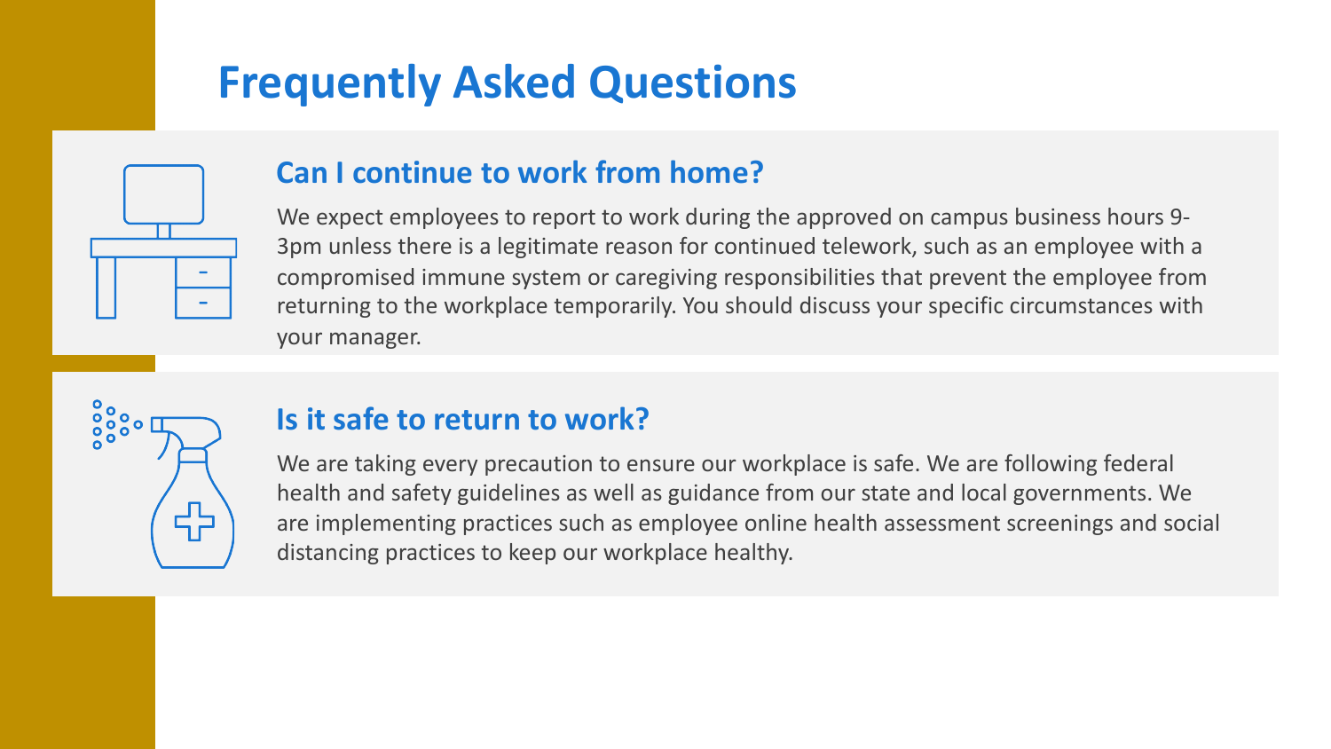# Frequently Asked Questions

## Can I continue to work from home?

We expect employees to report to work during the approved on campus business hours 9-3pm unless there is a legitimate reason for continued telework, such as an employee with a compromised immune system or caregiving responsibilities that prevent the employee from returning to the workplace temporarily. You should discuss your specific circumstances with your manager.

## Is it safe to return to work?

We are taking every precaution to ensure our workplace is safe. We are following federal health and safety guidelines as well as guidance from our state and local governments. We are implementing practices such as employee online health assessment screenings and social distancing practices to keep our workplace healthy.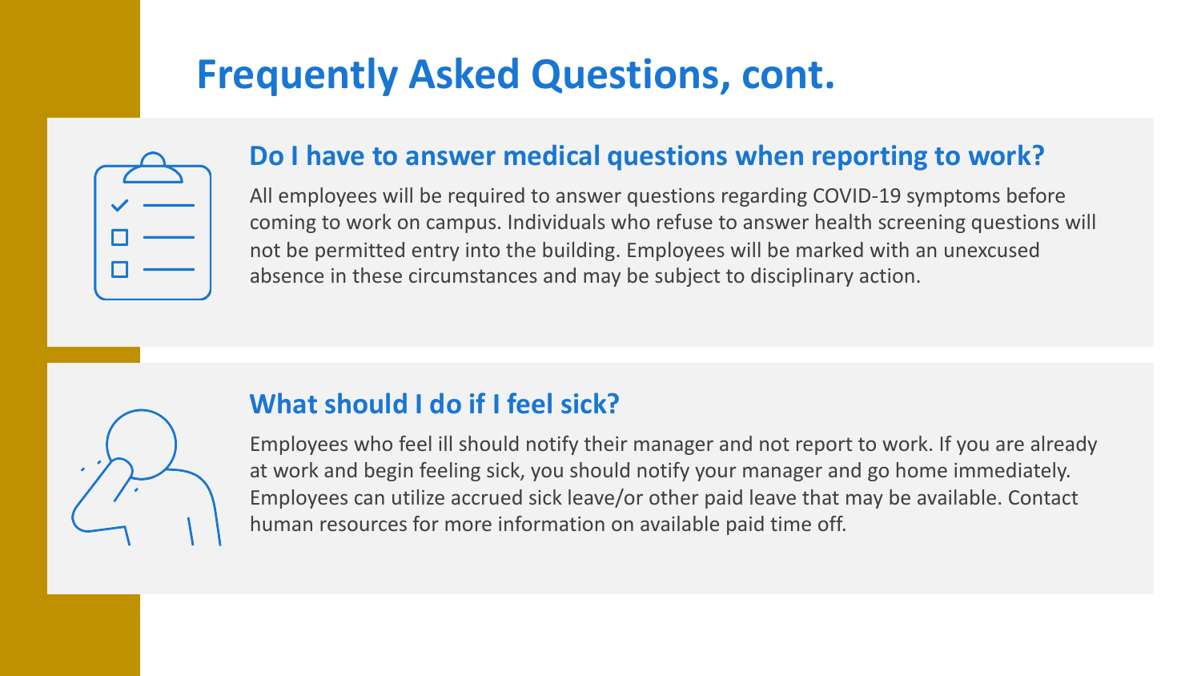# Frequently Asked Questions, cont.

## Do I have to answer medical questions when reporting to work?

All employees will be required to answer questions regarding COVID-19 symptoms before coming to work on campus. Individuals who refuse to answer health screening questions will not be permitted entry into the building. Employees will be marked with an unexcused absence in these circumstances and may be subject to disciplinary action.

## What should I do if I feel sick?

Employees who feel ill should notify their manager and not report to work. If you are already at work and begin feeling sick, you should notify your manager and go home immediately. Employees can utilize accrued sick leave/or other paid leave that may be available. Contact human resources for more information on available paid time off.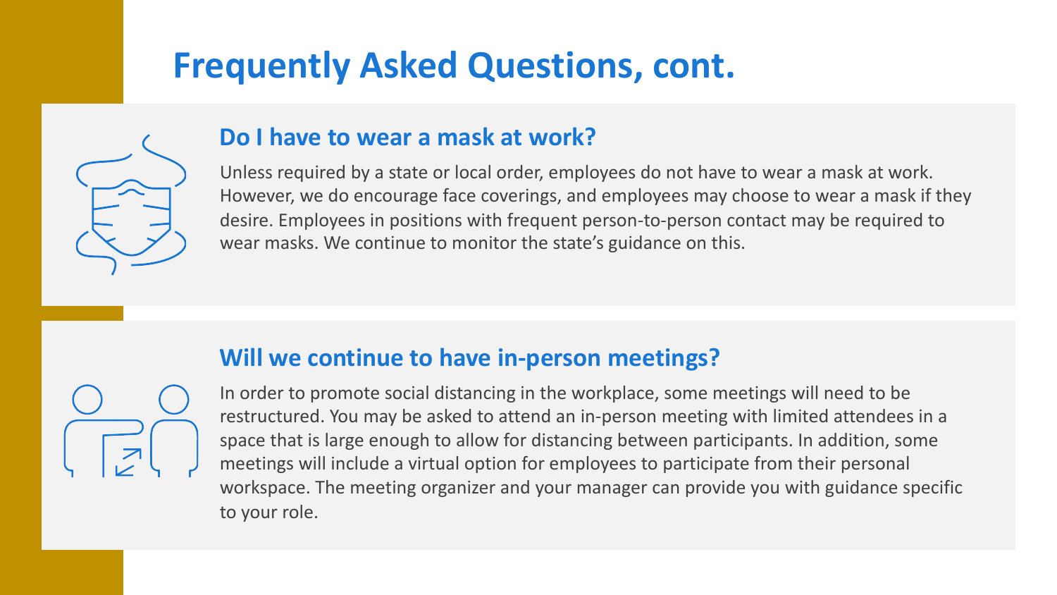# Frequently Asked Questions, cont.

## Do I have to wear a mask at work?

Unless required by a state or local order, employees do not have to wear a mask at work. However, we do encourage face coverings, and employees may choose to wear a mask if they desire. Employees in positions with frequent person-to-person contact may be required to wear masks. We continue to monitor the state's guidance on this.

## Will we continue to have in-person meetings?

In order to promote social distancing in the workplace, some meetings will need to be restructured. You may be asked to attend an in-person meeting with limited attendees in a space that is large enough to allow for distancing between participants. In addition, some meetings will include a virtual option for employees to participate from their personal workspace. The meeting organizer and your manager can provide you with guidance specific to your role.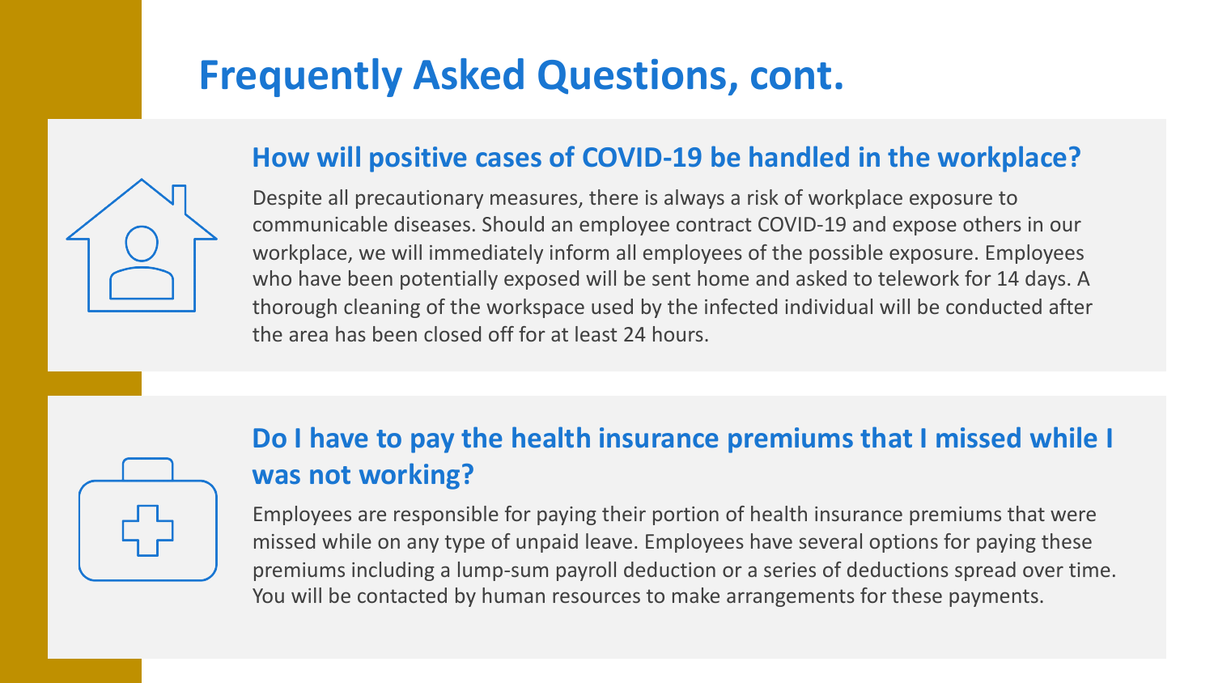# Frequently Asked Questions, cont.

## How will positive cases of COVID-19 be handled in the workplace?

Despite all precautionary measures, there is always a risk of workplace exposure to communicable diseases. Should an employee contract COVID-19 and expose others in our workplace, we will immediately inform all employees of the possible exposure. Employees who have been potentially exposed will be sent home and asked to telework for 14 days. A thorough cleaning of the workspace used by the infected individual will be conducted after the area has been closed off for at least 24 hours.

## Do I have to pay the health insurance premiums that I missed while I was not working?

Employees are responsible for paying their portion of health insurance premiums that were missed while on any type of unpaid leave. Employees have several options for paying these premiums including a lump-sum payroll deduction or a series of deductions spread over time. You will be contacted by human resources to make arrangements for these payments.